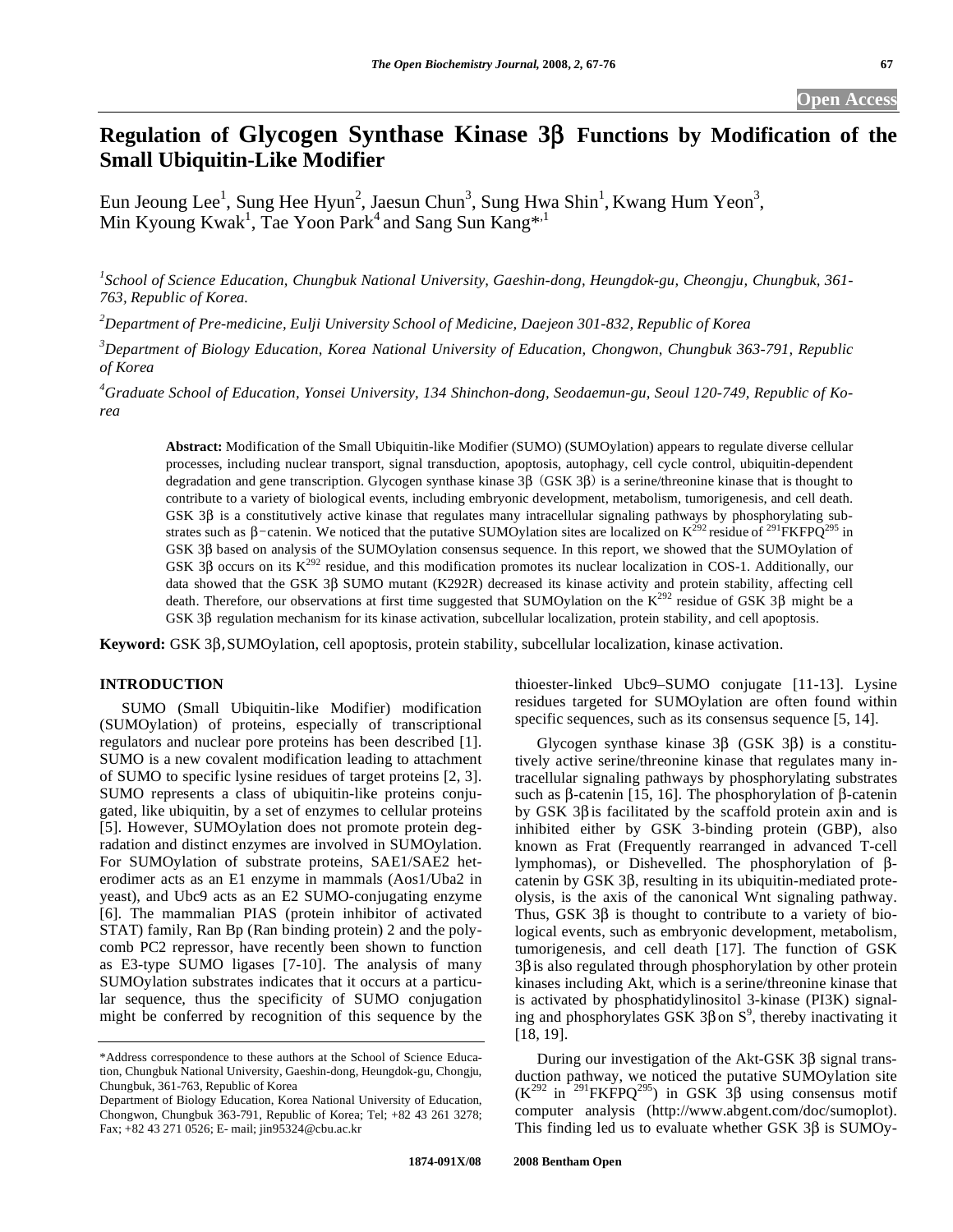Open Access

# Regulation of Glycogen Synthase Kinase 3β Functions by Modification of the Small Ubiquitin-Like Modifier

Eun Jeoung Lee[1], Sung Hee Hyun[2], Jaesun Chun[3], Sung Hwa Shin[1], Kwang Hum Yeon[3], Min Kyoung Kwak[1], Tae Yoon Park[4] and Sang Sun Kang*[,1]

[1]*School of Science Education, Chungbuk National University, Gaeshin-dong, Heungdok-gu, Cheongju, Chungbuk, 361-763, Republic of Korea.*

[2]*Department of Pre-medicine, Eulji University School of Medicine, Daejeon 301-832, Republic of Korea*

[3]*Department of Biology Education, Korea National University of Education, Chongwon, Chungbuk 363-791, Republic of Korea*

[4]*Graduate School of Education, Yonsei University, 134 Shinchon-dong, Seodaemun-gu, Seoul 120-749, Republic of Korea*

**Abstract:** Modification of the Small Ubiquitin-like Modifier (SUMO) (SUMOylation) appears to regulate diverse cellular processes, including nuclear transport, signal transduction, apoptosis, autophagy, cell cycle control, ubiquitin-dependent degradation and gene transcription. Glycogen synthase kinase 3β (GSK 3β) is a serine/threonine kinase that is thought to contribute to a variety of biological events, including embryonic development, metabolism, tumorigenesis, and cell death. GSK 3β is a constitutively active kinase that regulates many intracellular signaling pathways by phosphorylating substrates such as β-catenin. We noticed that the putative SUMOylation sites are localized on $K^{292}$ residue of $^{291}$FKFPQ$^{295}$ in GSK 3β based on analysis of the SUMOylation consensus sequence. In this report, we showed that the SUMOylation of GSK 3β occurs on its $K^{292}$ residue, and this modification promotes its nuclear localization in COS-1. Additionally, our data showed that the GSK 3β SUMO mutant (K292R) decreased its kinase activity and protein stability, affecting cell death. Therefore, our observations at first time suggested that SUMOylation on the $K^{292}$ residue of GSK 3β might be a GSK 3β regulation mechanism for its kinase activation, subcellular localization, protein stability, and cell apoptosis.

**Keyword:** GSK 3β, SUMOylation, cell apoptosis, protein stability, subcellular localization, kinase activation.

## INTRODUCTION

SUMO (Small Ubiquitin-like Modifier) modification (SUMOylation) of proteins, especially of transcriptional regulators and nuclear pore proteins has been described [1]. SUMO is a new covalent modification leading to attachment of SUMO to specific lysine residues of target proteins [2, 3]. SUMO represents a class of ubiquitin-like proteins conjugated, like ubiquitin, by a set of enzymes to cellular proteins [5]. However, SUMOylation does not promote protein degradation and distinct enzymes are involved in SUMOylation. For SUMOylation of substrate proteins, SAE1/SAE2 heterodimer acts as an E1 enzyme in mammals (Aos1/Uba2 in yeast), and Ubc9 acts as an E2 SUMO-conjugating enzyme [6]. The mammalian PIAS (protein inhibitor of activated STAT) family, Ran Bp (Ran binding protein) 2 and the polycomb PC2 repressor, have recently been shown to function as E3-type SUMO ligases [7-10]. The analysis of many SUMOylation substrates indicates that it occurs at a particular sequence, thus the specificity of SUMO conjugation might be conferred by recognition of this sequence by the thioester-linked Ubc9–SUMO conjugate [11-13]. Lysine residues targeted for SUMOylation are often found within specific sequences, such as its consensus sequence [5, 14].

Glycogen synthase kinase 3β (GSK 3β) is a constitutively active serine/threonine kinase that regulates many intracellular signaling pathways by phosphorylating substrates such as β-catenin [15, 16]. The phosphorylation of β-catenin by GSK 3β is facilitated by the scaffold protein axin and is inhibited either by GSK 3-binding protein (GBP), also known as Frat (Frequently rearranged in advanced T-cell lymphomas), or Dishevelled. The phosphorylation of β-catenin by GSK 3β, resulting in its ubiquitin-mediated proteolysis, is the axis of the canonical Wnt signaling pathway. Thus, GSK 3β is thought to contribute to a variety of biological events, such as embryonic development, metabolism, tumorigenesis, and cell death [17]. The function of GSK 3β is also regulated through phosphorylation by other protein kinases including Akt, which is a serine/threonine kinase that is activated by phosphatidylinositol 3-kinase (PI3K) signaling and phosphorylates GSK 3β on $S^9$, thereby inactivating it [18, 19].

During our investigation of the Akt-GSK 3β signal transduction pathway, we noticed the putative SUMOylation site ($K^{292}$ in $^{291}$FKFPQ$^{295}$) in GSK 3β using consensus motif computer analysis (http://www.abgent.com/doc/sumoplot). This finding led us to evaluate whether GSK 3β is SUMOy-

*Address correspondence to these authors at the School of Science Education, Chungbuk National University, Gaeshin-dong, Heungdok-gu, Chongju, Chungbuk, 361-763, Republic of Korea

Department of Biology Education, Korea National University of Education, Chongwon, Chungbuk 363-791, Republic of Korea; Tel; +82 43 261 3278; Fax; +82 43 271 0526; E- mail; jin95324@cbu.ac.kr

1874-091X/08 2008 Bentham Open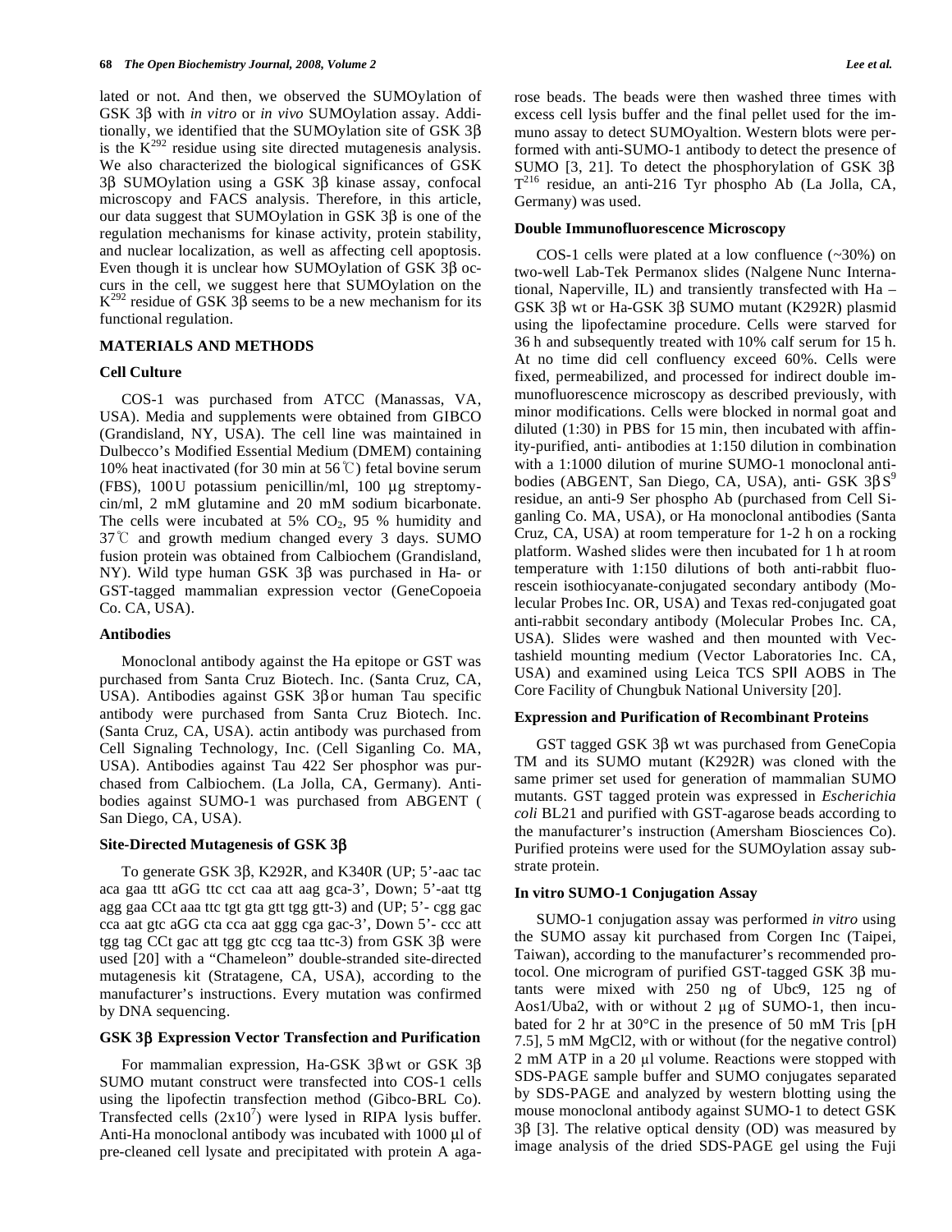lated or not. And then, we observed the SUMOylation of GSK 3β with *in vitro* or *in vivo* SUMOylation assay. Additionally, we identified that the SUMOylation site of GSK 3β is the $K^{292}$ residue using site directed mutagenesis analysis. We also characterized the biological significances of GSK 3β SUMOylation using a GSK 3β kinase assay, confocal microscopy and FACS analysis. Therefore, in this article, our data suggest that SUMOylation in GSK 3β is one of the regulation mechanisms for kinase activity, protein stability, and nuclear localization, as well as affecting cell apoptosis. Even though it is unclear how SUMOylation of GSK 3β occurs in the cell, we suggest here that SUMOylation on the $K^{292}$ residue of GSK 3β seems to be a new mechanism for its functional regulation.

## MATERIALS AND METHODS

### Cell Culture

COS-1 was purchased from ATCC (Manassas, VA, USA). Media and supplements were obtained from GIBCO (Grandisland, NY, USA). The cell line was maintained in Dulbecco's Modified Essential Medium (DMEM) containing 10% heat inactivated (for 30 min at 56℃) fetal bovine serum (FBS), 100 U potassium penicillin/ml, 100 μg streptomycin/ml, 2 mM glutamine and 20 mM sodium bicarbonate. The cells were incubated at 5% $CO_2$, 95 % humidity and 37℃ and growth medium changed every 3 days. SUMO fusion protein was obtained from Calbiochem (Grandisland, NY). Wild type human GSK 3β was purchased in Ha- or GST-tagged mammalian expression vector (GeneCopoeia Co. CA, USA).

### Antibodies

Monoclonal antibody against the Ha epitope or GST was purchased from Santa Cruz Biotech. Inc. (Santa Cruz, CA, USA). Antibodies against GSK 3β or human Tau specific antibody were purchased from Santa Cruz Biotech. Inc. (Santa Cruz, CA, USA). actin antibody was purchased from Cell Signaling Technology, Inc. (Cell Siganling Co. MA, USA). Antibodies against Tau 422 Ser phosphor was purchased from Calbiochem. (La Jolla, CA, Germany). Antibodies against SUMO-1 was purchased from ABGENT ( San Diego, CA, USA).

### Site-Directed Mutagenesis of GSK 3β

To generate GSK 3β, K292R, and K340R (UP; 5'-aac tac aca gaa ttt aGG ttc cct caa att aag gca-3', Down; 5'-aat ttg agg gaa CCt aaa ttc tgt gta gtt tgg gtt-3) and (UP; 5'- cgg gac cca aat gtc aGG cta cca aat ggg cga gac-3', Down 5'- ccc att tgg tag CCt gac att tgg gtc ccg taa ttc-3) from GSK 3β were used [20] with a "Chameleon" double-stranded site-directed mutagenesis kit (Stratagene, CA, USA), according to the manufacturer's instructions. Every mutation was confirmed by DNA sequencing.

### GSK 3β Expression Vector Transfection and Purification

For mammalian expression, Ha-GSK 3β wt or GSK 3β SUMO mutant construct were transfected into COS-1 cells using the lipofectin transfection method (Gibco-BRL Co). Transfected cells ($2x10^7$) were lysed in RIPA lysis buffer. Anti-Ha monoclonal antibody was incubated with 1000 μl of pre-cleaned cell lysate and precipitated with protein A agarose beads. The beads were then washed three times with excess cell lysis buffer and the final pellet used for the immuno assay to detect SUMOyaltion. Western blots were performed with anti-SUMO-1 antibody to detect the presence of SUMO [3, 21]. To detect the phosphorylation of GSK 3β $T^{216}$ residue, an anti-216 Tyr phospho Ab (La Jolla, CA, Germany) was used.

### Double Immunofluorescence Microscopy

COS-1 cells were plated at a low confluence (~30%) on two-well Lab-Tek Permanox slides (Nalgene Nunc International, Naperville, IL) and transiently transfected with Ha – GSK 3β wt or Ha-GSK 3β SUMO mutant (K292R) plasmid using the lipofectamine procedure. Cells were starved for 36 h and subsequently treated with 10% calf serum for 15 h. At no time did cell confluency exceed 60%. Cells were fixed, permeabilized, and processed for indirect double immunofluorescence microscopy as described previously, with minor modifications. Cells were blocked in normal goat and diluted (1:30) in PBS for 15 min, then incubated with affinity-purified, anti- antibodies at 1:150 dilution in combination with a 1:1000 dilution of murine SUMO-1 monoclonal antibodies (ABGENT, San Diego, CA, USA), anti- GSK 3β $S^9$ residue, an anti-9 Ser phospho Ab (purchased from Cell Siganling Co. MA, USA), or Ha monoclonal antibodies (Santa Cruz, CA, USA) at room temperature for 1-2 h on a rocking platform. Washed slides were then incubated for 1 h at room temperature with 1:150 dilutions of both anti-rabbit fluorescein isothiocyanate-conjugated secondary antibody (Molecular Probes Inc. OR, USA) and Texas red-conjugated goat anti-rabbit secondary antibody (Molecular Probes Inc. CA, USA). Slides were washed and then mounted with Vectashield mounting medium (Vector Laboratories Inc. CA, USA) and examined using Leica TCS SPll AOBS in The Core Facility of Chungbuk National University [20].

### Expression and Purification of Recombinant Proteins

GST tagged GSK 3β wt was purchased from GeneCopia TM and its SUMO mutant (K292R) was cloned with the same primer set used for generation of mammalian SUMO mutants. GST tagged protein was expressed in *Escherichia coli* BL21 and purified with GST-agarose beads according to the manufacturer's instruction (Amersham Biosciences Co). Purified proteins were used for the SUMOylation assay substrate protein.

### In vitro SUMO-1 Conjugation Assay

SUMO-1 conjugation assay was performed *in vitro* using the SUMO assay kit purchased from Corgen Inc (Taipei, Taiwan), according to the manufacturer's recommended protocol. One microgram of purified GST-tagged GSK 3β mutants were mixed with 250 ng of Ubc9, 125 ng of Aos1/Uba2, with or without 2 μg of SUMO-1, then incubated for 2 hr at 30°C in the presence of 50 mM Tris [pH 7.5], 5 mM MgCl2, with or without (for the negative control) 2 mM ATP in a 20 μl volume. Reactions were stopped with SDS-PAGE sample buffer and SUMO conjugates separated by SDS-PAGE and analyzed by western blotting using the mouse monoclonal antibody against SUMO-1 to detect GSK 3β [3]. The relative optical density (OD) was measured by image analysis of the dried SDS-PAGE gel using the Fuji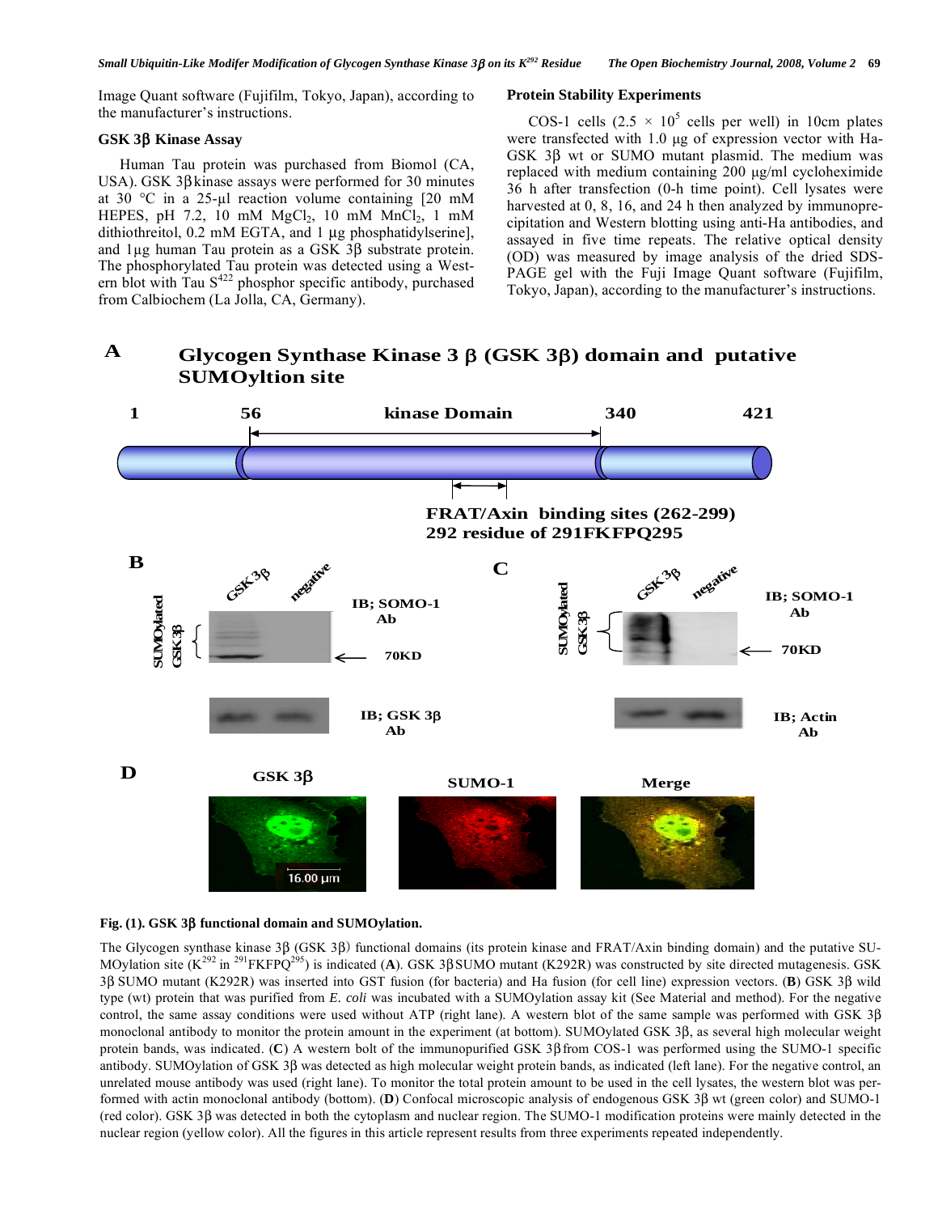Image Quant software (Fujifilm, Tokyo, Japan), according to the manufacturer's instructions.

### GSK 3β Kinase Assay

Human Tau protein was purchased from Biomol (CA, USA). GSK 3β kinase assays were performed for 30 minutes at 30 °C in a 25-μl reaction volume containing [20 mM HEPES, pH 7.2, 10 mM $MgCl_2$, 10 mM $MnCl_2$, 1 mM dithiothreitol, 0.2 mM EGTA, and 1 μg phosphatidylserine], and 1μg human Tau protein as a GSK 3β substrate protein. The phosphorylated Tau protein was detected using a Western blot with Tau $S^{422}$ phosphor specific antibody, purchased from Calbiochem (La Jolla, CA, Germany).

### Protein Stability Experiments

COS-1 cells (2.5 × $10^5$ cells per well) in 10cm plates were transfected with 1.0 μg of expression vector with Ha-GSK 3β wt or SUMO mutant plasmid. The medium was replaced with medium containing 200 μg/ml cycloheximide 36 h after transfection (0-h time point). Cell lysates were harvested at 0, 8, 16, and 24 h then analyzed by immunoprecipitation and Western blotting using anti-Ha antibodies, and assayed in five time repeats. The relative optical density (OD) was measured by image analysis of the dried SDS-PAGE gel with the Fuji Image Quant software (Fujifilm, Tokyo, Japan), according to the manufacturer's instructions.

**Fig. (1). GSK 3β functional domain and SUMOylation.**

The Glycogen synthase kinase 3β (GSK 3β) functional domains (its protein kinase and FRAT/Axin binding domain) and the putative SUMOylation site ($K^{292}$ in $^{291}$FKFPQ$^{295}$) is indicated (**A**). GSK 3β SUMO mutant (K292R) was constructed by site directed mutagenesis. GSK 3β SUMO mutant (K292R) was inserted into GST fusion (for bacteria) and Ha fusion (for cell line) expression vectors. (**B**) GSK 3β wild type (wt) protein that was purified from *E. coli* was incubated with a SUMOylation assay kit (See Material and method). For the negative control, the same assay conditions were used without ATP (right lane). A western blot of the same sample was performed with GSK 3β monoclonal antibody to monitor the protein amount in the experiment (at bottom). SUMOylated GSK 3β, as several high molecular weight protein bands, was indicated. (**C**) A western bolt of the immunopurified GSK 3β from COS-1 was performed using the SUMO-1 specific antibody. SUMOylation of GSK 3β was detected as high molecular weight protein bands, as indicated (left lane). For the negative control, an unrelated mouse antibody was used (right lane). To monitor the total protein amount to be used in the cell lysates, the western blot was performed with actin monoclonal antibody (bottom). (**D**) Confocal microscopic analysis of endogenous GSK 3β wt (green color) and SUMO-1 (red color). GSK 3β was detected in both the cytoplasm and nuclear region. The SUMO-1 modification proteins were mainly detected in the nuclear region (yellow color). All the figures in this article represent results from three experiments repeated independently.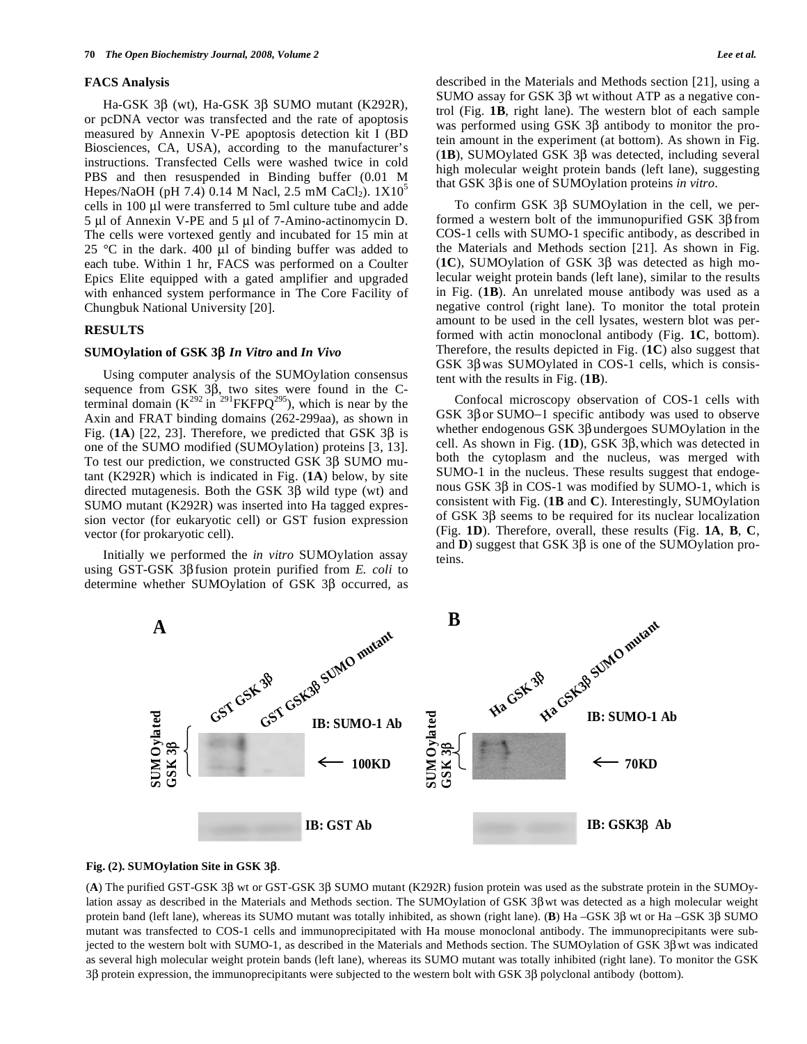### FACS Analysis

Ha-GSK 3β (wt), Ha-GSK 3β SUMO mutant (K292R), or pcDNA vector was transfected and the rate of apoptosis measured by Annexin V-PE apoptosis detection kit I (BD Biosciences, CA, USA), according to the manufacturer's instructions. Transfected Cells were washed twice in cold PBS and then resuspended in Binding buffer (0.01 M Hepes/NaOH (pH 7.4) 0.14 M Nacl, 2.5 mM $CaCl_2$). $1X10^5$ cells in 100 µl were transferred to 5ml culture tube and adde 5 µl of Annexin V-PE and 5 µl of 7-Amino-actinomycin D. The cells were vortexed gently and incubated for 15 min at 25 °C in the dark. 400 µl of binding buffer was added to each tube. Within 1 hr, FACS was performed on a Coulter Epics Elite equipped with a gated amplifier and upgraded with enhanced system performance in The Core Facility of Chungbuk National University [20].

## RESULTS

### SUMOylation of GSK 3β *In Vitro* and *In Vivo*

Using computer analysis of the SUMOylation consensus sequence from GSK 3β, two sites were found in the C-terminal domain ($K^{292}$ in $^{291}$FKFP$Q^{295}$), which is near by the Axin and FRAT binding domains (262-299aa), as shown in Fig. (**1A**) [22, 23]. Therefore, we predicted that GSK 3β is one of the SUMO modified (SUMOylation) proteins [3, 13]. To test our prediction, we constructed GSK 3β SUMO mutant (K292R) which is indicated in Fig. (**1A**) below, by site directed mutagenesis. Both the GSK 3β wild type (wt) and SUMO mutant (K292R) was inserted into Ha tagged expression vector (for eukaryotic cell) or GST fusion expression vector (for prokaryotic cell).

Initially we performed the *in vitro* SUMOylation assay using GST-GSK 3β fusion protein purified from *E. coli* to determine whether SUMOylation of GSK 3β occurred, as described in the Materials and Methods section [21], using a SUMO assay for GSK 3β wt without ATP as a negative control (Fig. **1B**, right lane). The western blot of each sample was performed using GSK 3β antibody to monitor the protein amount in the experiment (at bottom). As shown in Fig. (**1B**), SUMOylated GSK 3β was detected, including several high molecular weight protein bands (left lane), suggesting that GSK 3β is one of SUMOylation proteins *in vitro*.

To confirm GSK 3β SUMOylation in the cell, we performed a western bolt of the immunopurified GSK 3β from COS-1 cells with SUMO-1 specific antibody, as described in the Materials and Methods section [21]. As shown in Fig. (**1C**), SUMOylation of GSK 3β was detected as high molecular weight protein bands (left lane), similar to the results in Fig. (**1B**). An unrelated mouse antibody was used as a negative control (right lane). To monitor the total protein amount to be used in the cell lysates, western blot was performed with actin monoclonal antibody (Fig. **1C**, bottom). Therefore, the results depicted in Fig. (**1C**) also suggest that GSK 3β was SUMOylated in COS-1 cells, which is consistent with the results in Fig. (**1B**).

Confocal microscopy observation of COS-1 cells with GSK 3β or SUMO−1 specific antibody was used to observe whether endogenous GSK 3β undergoes SUMOylation in the cell. As shown in Fig. (**1D**), GSK 3β, which was detected in both the cytoplasm and the nucleus, was merged with SUMO-1 in the nucleus. These results suggest that endogenous GSK 3β in COS-1 was modified by SUMO-1, which is consistent with Fig. (**1B** and **C**). Interestingly, SUMOylation of GSK 3β seems to be required for its nuclear localization (Fig. **1D**). Therefore, overall, these results (Fig. **1A**, **B**, **C**, and **D**) suggest that GSK 3β is one of the SUMOylation proteins.

**Fig. (2). SUMOylation Site in GSK 3β**.

(**A**) The purified GST-GSK 3β wt or GST-GSK 3β SUMO mutant (K292R) fusion protein was used as the substrate protein in the SUMOylation assay as described in the Materials and Methods section. The SUMOylation of GSK 3β wt was detected as a high molecular weight protein band (left lane), whereas its SUMO mutant was totally inhibited, as shown (right lane). (**B**) Ha –GSK 3β wt or Ha –GSK 3β SUMO mutant was transfected to COS-1 cells and immunoprecipitated with Ha mouse monoclonal antibody. The immunoprecipitants were subjected to the western bolt with SUMO-1, as described in the Materials and Methods section. The SUMOylation of GSK 3β wt was indicated as several high molecular weight protein bands (left lane), whereas its SUMO mutant was totally inhibited (right lane). To monitor the GSK 3β protein expression, the immunoprecipitants were subjected to the western bolt with GSK 3β polyclonal antibody (bottom).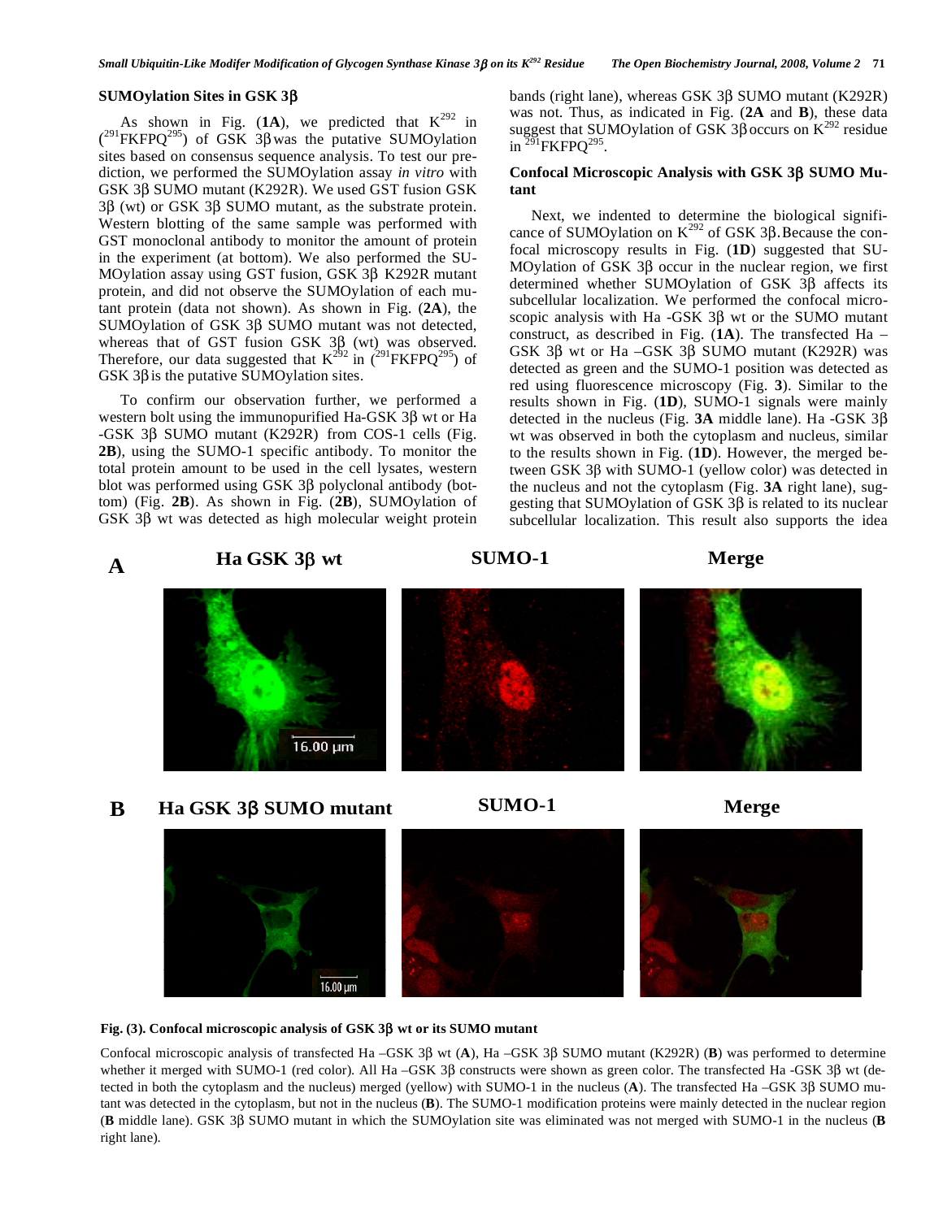### SUMOylation Sites in GSK 3β

As shown in Fig. (**1A**), we predicted that $K^{292}$ in ($^{291}$FKFPQ$^{295}$) of GSK 3β was the putative SUMOylation sites based on consensus sequence analysis. To test our prediction, we performed the SUMOylation assay *in vitro* with GSK 3β SUMO mutant (K292R). We used GST fusion GSK 3β (wt) or GSK 3β SUMO mutant, as the substrate protein. Western blotting of the same sample was performed with GST monoclonal antibody to monitor the amount of protein in the experiment (at bottom). We also performed the SUMOylation assay using GST fusion, GSK 3β K292R mutant protein, and did not observe the SUMOylation of each mutant protein (data not shown). As shown in Fig. (**2A**), the SUMOylation of GSK 3β SUMO mutant was not detected, whereas that of GST fusion GSK 3β (wt) was observed. Therefore, our data suggested that $K^{292}$ in ($^{291}$FKFPQ$^{295}$) of GSK 3β is the putative SUMOylation sites.

To confirm our observation further, we performed a western bolt using the immunopurified Ha-GSK 3β wt or Ha -GSK 3β SUMO mutant (K292R) from COS-1 cells (Fig. **2B**), using the SUMO-1 specific antibody. To monitor the total protein amount to be used in the cell lysates, western blot was performed using GSK 3β polyclonal antibody (bottom) (Fig. **2B**). As shown in Fig. (**2B**), SUMOylation of GSK 3β wt was detected as high molecular weight protein bands (right lane), whereas GSK 3β SUMO mutant (K292R) was not. Thus, as indicated in Fig. (**2A** and **B**), these data suggest that SUMOylation of GSK 3β occurs on $K^{292}$ residue in $^{291}$FKFPQ$^{295}$.

### Confocal Microscopic Analysis with GSK 3β SUMO Mutant

Next, we indented to determine the biological significance of SUMOylation on $K^{292}$ of GSK 3β. Because the confocal microscopy results in Fig. (**1D**) suggested that SUMOylation of GSK 3β occur in the nuclear region, we first determined whether SUMOylation of GSK 3β affects its subcellular localization. We performed the confocal microscopic analysis with Ha -GSK 3β wt or the SUMO mutant construct, as described in Fig. (**1A**). The transfected Ha –GSK 3β wt or Ha –GSK 3β SUMO mutant (K292R) was detected as green and the SUMO-1 position was detected as red using fluorescence microscopy (Fig. **3**). Similar to the results shown in Fig. (**1D**), SUMO-1 signals were mainly detected in the nucleus (Fig. **3A** middle lane). Ha -GSK 3β wt was observed in both the cytoplasm and nucleus, similar to the results shown in Fig. (**1D**). However, the merged between GSK 3β with SUMO-1 (yellow color) was detected in the nucleus and not the cytoplasm (Fig. **3A** right lane), suggesting that SUMOylation of GSK 3β is related to its nuclear subcellular localization. This result also supports the idea

**Fig. (3). Confocal microscopic analysis of GSK 3β wt or its SUMO mutant**

Confocal microscopic analysis of transfected Ha –GSK 3β wt (**A**), Ha –GSK 3β SUMO mutant (K292R) (**B**) was performed to determine whether it merged with SUMO-1 (red color). All Ha –GSK 3β constructs were shown as green color. The transfected Ha -GSK 3β wt (detected in both the cytoplasm and the nucleus) merged (yellow) with SUMO-1 in the nucleus (**A**). The transfected Ha –GSK 3β SUMO mutant was detected in the cytoplasm, but not in the nucleus (**B**). The SUMO-1 modification proteins were mainly detected in the nuclear region (**B** middle lane). GSK 3β SUMO mutant in which the SUMOylation site was eliminated was not merged with SUMO-1 in the nucleus (**B** right lane).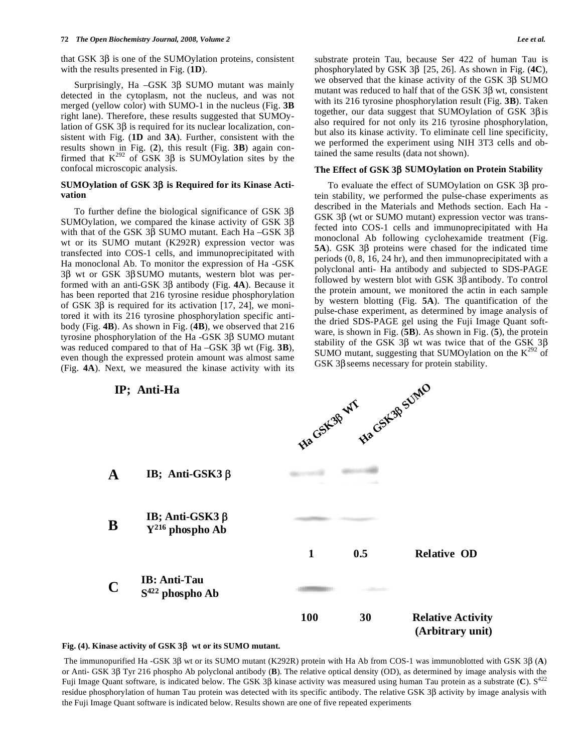that GSK 3β is one of the SUMOylation proteins, consistent with the results presented in Fig. (**1D**).

Surprisingly, Ha –GSK 3β SUMO mutant was mainly detected in the cytoplasm, not the nucleus, and was not merged (yellow color) with SUMO-1 in the nucleus (Fig. **3B** right lane). Therefore, these results suggested that SUMOylation of GSK 3β is required for its nuclear localization, consistent with Fig. (**1D** and **3A**). Further, consistent with the results shown in Fig. (**2**), this result (Fig. **3B**) again confirmed that $K^{292}$ of GSK 3β is SUMOylation sites by the confocal microscopic analysis.

### SUMOylation of GSK 3β is Required for its Kinase Activation

To further define the biological significance of GSK 3β SUMOylation, we compared the kinase activity of GSK 3β with that of the GSK 3β SUMO mutant. Each Ha –GSK 3β wt or its SUMO mutant (K292R) expression vector was transfected into COS-1 cells, and immunoprecipitated with Ha monoclonal Ab. To monitor the expression of Ha -GSK 3β wt or GSK 3β SUMO mutants, western blot was performed with an anti-GSK 3β antibody (Fig. **4A**). Because it has been reported that 216 tyrosine residue phosphorylation of GSK 3β is required for its activation [17, 24], we monitored it with its 216 tyrosine phosphorylation specific antibody (Fig. **4B**). As shown in Fig. (**4B**), we observed that 216 tyrosine phosphorylation of the Ha -GSK 3β SUMO mutant was reduced compared to that of Ha –GSK 3β wt (Fig. **3B**), even though the expressed protein amount was almost same (Fig. **4A**). Next, we measured the kinase activity with its substrate protein Tau, because Ser 422 of human Tau is phosphorylated by GSK 3β [25, 26]. As shown in Fig. (**4C**), we observed that the kinase activity of the GSK 3β SUMO mutant was reduced to half that of the GSK 3β wt, consistent with its 216 tyrosine phosphorylation result (Fig. **3B**). Taken together, our data suggest that SUMOylation of GSK 3β is also required for not only its 216 tyrosine phosphorylation, but also its kinase activity. To eliminate cell line specificity, we performed the experiment using NIH 3T3 cells and obtained the same results (data not shown).

### The Effect of GSK 3β SUMOylation on Protein Stability

To evaluate the effect of SUMOylation on GSK 3β protein stability, we performed the pulse-chase experiments as described in the Materials and Methods section. Each Ha -GSK 3β (wt or SUMO mutant) expression vector was transfected into COS-1 cells and immunoprecipitated with Ha monoclonal Ab following cyclohexamide treatment (Fig. **5A**). GSK 3β proteins were chased for the indicated time periods (0, 8, 16, 24 hr), and then immunoprecipitated with a polyclonal anti- Ha antibody and subjected to SDS-PAGE followed by western blot with GSK 3β antibody. To control the protein amount, we monitored the actin in each sample by western blotting (Fig. **5A**). The quantification of the pulse-chase experiment, as determined by image analysis of the dried SDS-PAGE gel using the Fuji Image Quant software, is shown in Fig. (**5B**). As shown in Fig. (**5**), the protein stability of the GSK 3β wt was twice that of the GSK 3β SUMO mutant, suggesting that SUMOylation on the $K^{292}$ of GSK 3β seems necessary for protein stability.

IP; Anti-Ha

Ha GSK3β WT | Ha GSK3β SUMO

A IB; Anti-GSK3 β

B IB; Anti-GSK3 β $Y^{216}$ phospho Ab

1 0.5 Relative OD

C IB: Anti-Tau $S^{422}$ phospho Ab

100 30 Relative Activity (Arbitrary unit)

**Fig. (4). Kinase activity of GSK 3β wt or its SUMO mutant.**

The immunopurified Ha -GSK 3β wt or its SUMO mutant (K292R) protein with Ha Ab from COS-1 was immunoblotted with GSK 3β (**A**) or Anti- GSK 3β Tyr 216 phospho Ab polyclonal antibody (**B**). The relative optical density (OD), as determined by image analysis with the Fuji Image Quant software, is indicated below. The GSK 3β kinase activity was measured using human Tau protein as a substrate (**C**). $S^{422}$ residue phosphorylation of human Tau protein was detected with its specific antibody. The relative GSK 3β activity by image analysis with the Fuji Image Quant software is indicated below. Results shown are one of five repeated experiments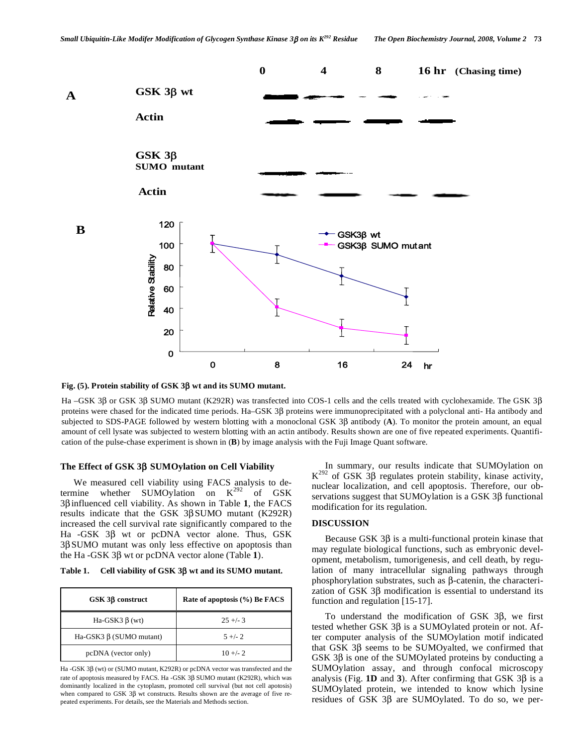Fig. (5). Protein stability of GSK 3β wt and its SUMO mutant.

Ha –GSK 3β or GSK 3β SUMO mutant (K292R) was transfected into COS-1 cells and the cells treated with cyclohexamide. The GSK 3β proteins were chased for the indicated time periods. Ha–GSK 3β proteins were immunoprecipitated with a polyclonal anti- Ha antibody and subjected to SDS-PAGE followed by western blotting with a monoclonal GSK 3β antibody (**A**). To monitor the protein amount, an equal amount of cell lysate was subjected to western blotting with an actin antibody. Results shown are one of five repeated experiments. Quantification of the pulse-chase experiment is shown in (**B**) by image analysis with the Fuji Image Quant software.

### The Effect of GSK 3β SUMOylation on Cell Viability

We measured cell viability using FACS analysis to determine whether SUMOylation on $K^{292}$ of GSK 3β influenced cell viability. As shown in Table **1**, the FACS results indicate that the GSK 3β SUMO mutant (K292R) increased the cell survival rate significantly compared to the Ha -GSK 3β wt or pcDNA vector alone. Thus, GSK 3β SUMO mutant was only less effective on apoptosis than the Ha -GSK 3β wt or pcDNA vector alone (Table **1**).

**Table 1. Cell viability of GSK 3β wt and its SUMO mutant.**

| GSK 3β construct | Rate of apoptosis (%) Be FACS |
|---|---|
| Ha-GSK3 β (wt) | 25 +/- 3 |
| Ha-GSK3 β (SUMO mutant) | 5 +/- 2 |
| pcDNA (vector only) | 10 +/- 2 |

Ha -GSK 3β (wt) or (SUMO mutant, K292R) or pcDNA vector was transfected and the rate of apoptosis measured by FACS. Ha -GSK 3β SUMO mutant (K292R), which was dominantly localized in the cytoplasm, promoted cell survival (but not cell apotosis) when compared to GSK 3β wt constructs. Results shown are the average of five repeated experiments. For details, see the Materials and Methods section.

In summary, our results indicate that SUMOylation on $K^{292}$ of GSK 3β regulates protein stability, kinase activity, nuclear localization, and cell apoptosis. Therefore, our observations suggest that SUMOylation is a GSK 3β functional modification for its regulation.

## DISCUSSION

Because GSK 3β is a multi-functional protein kinase that may regulate biological functions, such as embryonic development, metabolism, tumorigenesis, and cell death, by regulation of many intracellular signaling pathways through phosphorylation substrates, such as β-catenin, the characterization of GSK 3β modification is essential to understand its function and regulation [15-17].

To understand the modification of GSK 3β, we first tested whether GSK 3β is a SUMOylated protein or not. After computer analysis of the SUMOylation motif indicated that GSK 3β seems to be SUMOyalted, we confirmed that GSK 3β is one of the SUMOylated proteins by conducting a SUMOylation assay, and through confocal microscopy analysis (Fig. **1D** and **3**). After confirming that GSK 3β is a SUMOylated protein, we intended to know which lysine residues of GSK 3β are SUMOylated. To do so, we per-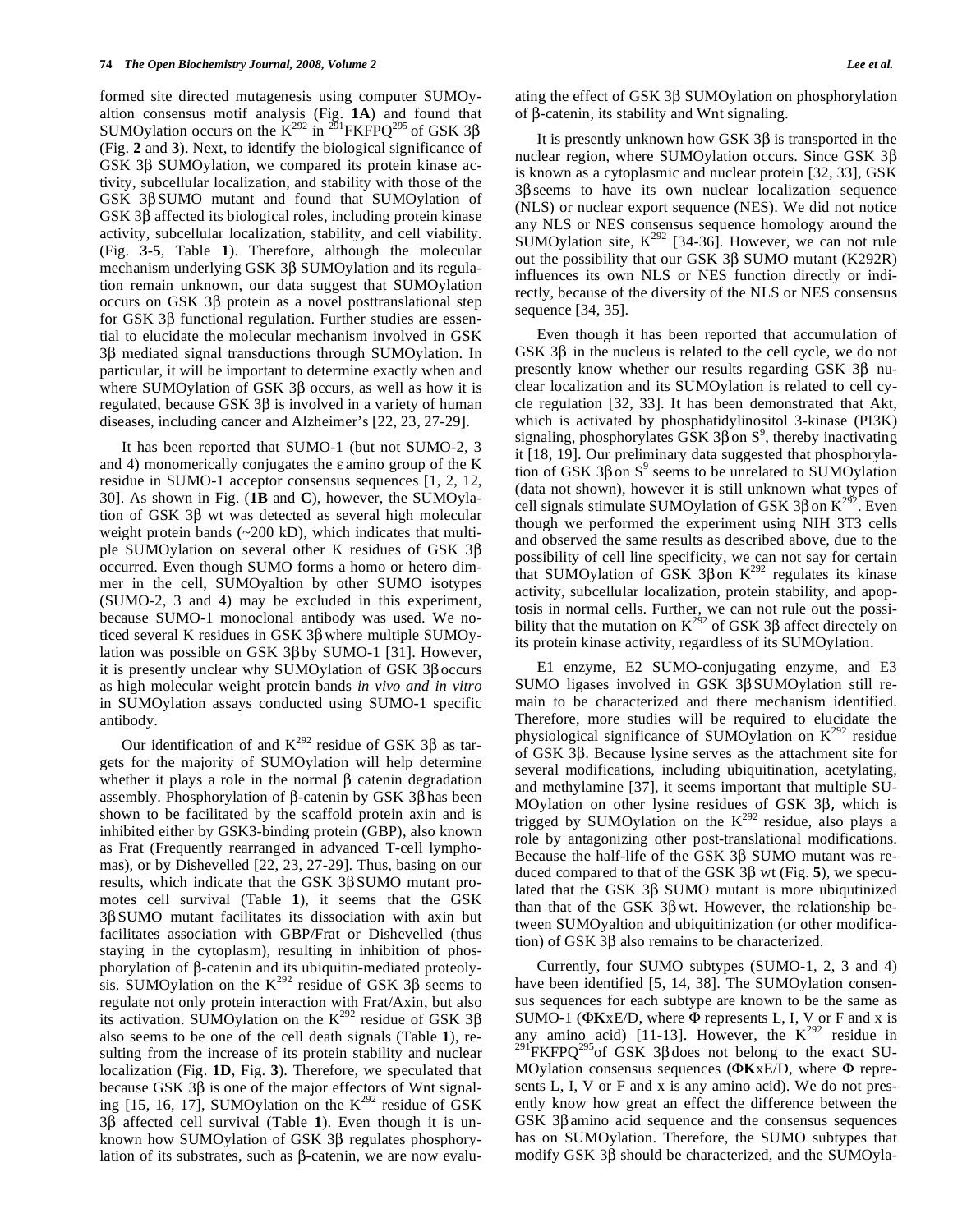formed site directed mutagenesis using computer SUMOyaltion consensus motif analysis (Fig. **1A**) and found that SUMOylation occurs on the $K^{292}$ in $^{291}$FKFPQ$^{295}$ of GSK 3β (Fig. **2** and **3**). Next, to identify the biological significance of GSK 3β SUMOylation, we compared its protein kinase activity, subcellular localization, and stability with those of the GSK 3β SUMO mutant and found that SUMOylation of GSK 3β affected its biological roles, including protein kinase activity, subcellular localization, stability, and cell viability. (Fig. **3-5**, Table **1**). Therefore, although the molecular mechanism underlying GSK 3β SUMOylation and its regulation remain unknown, our data suggest that SUMOylation occurs on GSK 3β protein as a novel posttranslational step for GSK 3β functional regulation. Further studies are essential to elucidate the molecular mechanism involved in GSK 3β mediated signal transductions through SUMOylation. In particular, it will be important to determine exactly when and where SUMOylation of GSK 3β occurs, as well as how it is regulated, because GSK 3β is involved in a variety of human diseases, including cancer and Alzheimer's [22, 23, 27-29].

It has been reported that SUMO-1 (but not SUMO-2, 3 and 4) monomerically conjugates the ε amino group of the K residue in SUMO-1 acceptor consensus sequences [1, 2, 12, 30]. As shown in Fig. (**1B** and **C**), however, the SUMOylation of GSK 3β wt was detected as several high molecular weight protein bands (~200 kD), which indicates that multiple SUMOylation on several other K residues of GSK 3β occurred. Even though SUMO forms a homo or hetero dimmer in the cell, SUMOyaltion by other SUMO isotypes (SUMO-2, 3 and 4) may be excluded in this experiment, because SUMO-1 monoclonal antibody was used. We noticed several K residues in GSK 3β where multiple SUMOylation was possible on GSK 3β by SUMO-1 [31]. However, it is presently unclear why SUMOylation of GSK 3β occurs as high molecular weight protein bands *in vivo and in vitro* in SUMOylation assays conducted using SUMO-1 specific antibody.

Our identification of and $K^{292}$ residue of GSK 3β as targets for the majority of SUMOylation will help determine whether it plays a role in the normal β catenin degradation assembly. Phosphorylation of β-catenin by GSK 3β has been shown to be facilitated by the scaffold protein axin and is inhibited either by GSK3-binding protein (GBP), also known as Frat (Frequently rearranged in advanced T-cell lymphomas), or by Dishevelled [22, 23, 27-29]. Thus, basing on our results, which indicate that the GSK 3β SUMO mutant promotes cell survival (Table **1**), it seems that the GSK 3β SUMO mutant facilitates its dissociation with axin but facilitates association with GBP/Frat or Dishevelled (thus staying in the cytoplasm), resulting in inhibition of phosphorylation of β-catenin and its ubiquitin-mediated proteolysis. SUMOylation on the $K^{292}$ residue of GSK 3β seems to regulate not only protein interaction with Frat/Axin, but also its activation. SUMOylation on the $K^{292}$ residue of GSK 3β also seems to be one of the cell death signals (Table **1**), resulting from the increase of its protein stability and nuclear localization (Fig. **1D**, Fig. **3**). Therefore, we speculated that because GSK 3β is one of the major effectors of Wnt signaling [15, 16, 17], SUMOylation on the $K^{292}$ residue of GSK 3β affected cell survival (Table **1**). Even though it is unknown how SUMOylation of GSK 3β regulates phosphorylation of its substrates, such as β-catenin, we are now evaluating the effect of GSK 3β SUMOylation on phosphorylation of β-catenin, its stability and Wnt signaling.

It is presently unknown how GSK 3β is transported in the nuclear region, where SUMOylation occurs. Since GSK 3β is known as a cytoplasmic and nuclear protein [32, 33], GSK 3β seems to have its own nuclear localization sequence (NLS) or nuclear export sequence (NES). We did not notice any NLS or NES consensus sequence homology around the SUMOylation site, $K^{292}$ [34-36]. However, we can not rule out the possibility that our GSK 3β SUMO mutant (K292R) influences its own NLS or NES function directly or indirectly, because of the diversity of the NLS or NES consensus sequence [34, 35].

Even though it has been reported that accumulation of GSK 3β in the nucleus is related to the cell cycle, we do not presently know whether our results regarding GSK 3β nuclear localization and its SUMOylation is related to cell cycle regulation [32, 33]. It has been demonstrated that Akt, which is activated by phosphatidylinositol 3-kinase (PI3K) signaling, phosphorylates GSK 3β on $S^9$, thereby inactivating it [18, 19]. Our preliminary data suggested that phosphorylation of GSK 3β on $S^9$ seems to be unrelated to SUMOylation (data not shown), however it is still unknown what types of cell signals stimulate SUMOylation of GSK 3β on $K^{292}$. Even though we performed the experiment using NIH 3T3 cells and observed the same results as described above, due to the possibility of cell line specificity, we can not say for certain that SUMOylation of GSK 3β on $K^{292}$ regulates its kinase activity, subcellular localization, protein stability, and apoptosis in normal cells. Further, we can not rule out the possibility that the mutation on $K^{292}$ of GSK 3β affect directely on its protein kinase activity, regardless of its SUMOylation.

E1 enzyme, E2 SUMO-conjugating enzyme, and E3 SUMO ligases involved in GSK 3β SUMOylation still remain to be characterized and there mechanism identified. Therefore, more studies will be required to elucidate the physiological significance of SUMOylation on $K^{292}$ residue of GSK 3β. Because lysine serves as the attachment site for several modifications, including ubiquitination, acetylating, and methylamine [37], it seems important that multiple SUMOylation on other lysine residues of GSK 3β, which is trigged by SUMOylation on the $K^{292}$ residue, also plays a role by antagonizing other post-translational modifications. Because the half-life of the GSK 3β SUMO mutant was reduced compared to that of the GSK 3β wt (Fig. **5**), we speculated that the GSK 3β SUMO mutant is more ubiquitinized than that of the GSK 3β wt. However, the relationship between SUMOyaltion and ubiquitinization (or other modification) of GSK 3β also remains to be characterized.

Currently, four SUMO subtypes (SUMO-1, 2, 3 and 4) have been identified [5, 14, 38]. The SUMOylation consensus sequences for each subtype are known to be the same as SUMO-1 (Φ**K**xE/D, where Φ represents L, I, V or F and x is any amino acid) [11-13]. However, the $K^{292}$ residue in $^{291}$FKFPQ$^{295}$of GSK 3β does not belong to the exact SUMOylation consensus sequences (Φ**K**xE/D, where Φ represents L, I, V or F and x is any amino acid). We do not presently know how great an effect the difference between the GSK 3β amino acid sequence and the consensus sequences has on SUMOylation. Therefore, the SUMO subtypes that modify GSK 3β should be characterized, and the SUMOyla-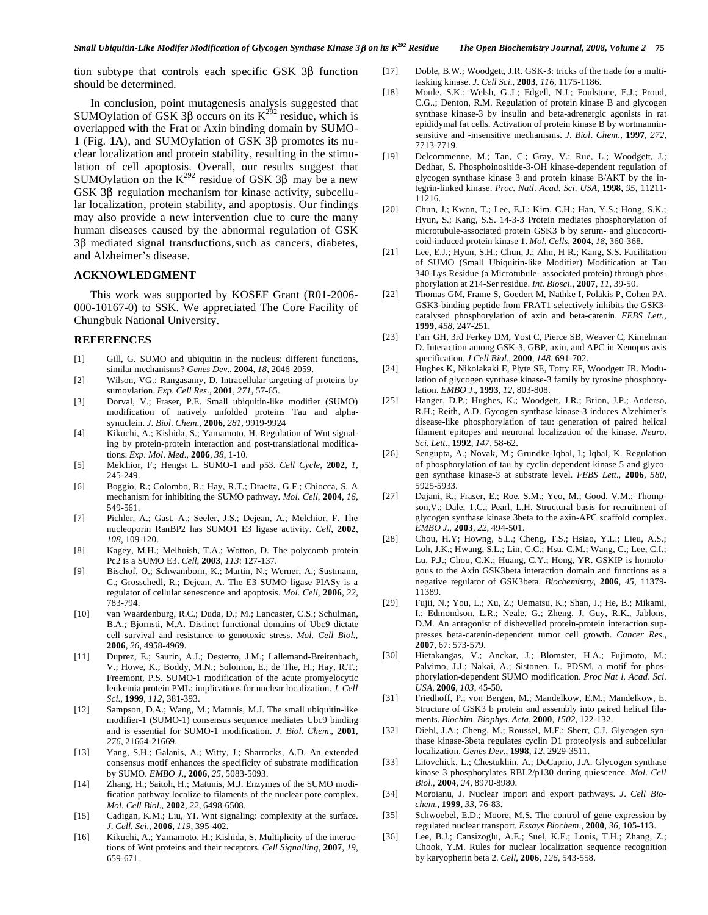tion subtype that controls each specific GSK 3β function should be determined.

In conclusion, point mutagenesis analysis suggested that SUMOylation of GSK 3β occurs on its $K^{292}$ residue, which is overlapped with the Frat or Axin binding domain by SUMO-1 (Fig. **1A**), and SUMOylation of GSK 3β promotes its nuclear localization and protein stability, resulting in the stimulation of cell apoptosis. Overall, our results suggest that SUMOylation on the $K^{292}$ residue of GSK 3β may be a new GSK 3β regulation mechanism for kinase activity, subcellular localization, protein stability, and apoptosis. Our findings may also provide a new intervention clue to cure the many human diseases caused by the abnormal regulation of GSK 3β mediated signal transductions, such as cancers, diabetes, and Alzheimer's disease.

## ACKNOWLEDGMENT

This work was supported by KOSEF Grant (R01-2006-000-10167-0) to SSK. We appreciated The Core Facility of Chungbuk National University.

## REFERENCES

[1] Gill, G. SUMO and ubiquitin in the nucleus: different functions, similar mechanisms? *Genes Dev*., **2004**, *18*, 2046-2059.

[2] Wilson, VG.; Rangasamy, D. Intracellular targeting of proteins by sumoylation. *Exp*. *Cell Res*., **2001**, *271*, 57-65.

[3] Dorval, V.; Fraser, P.E. Small ubiquitin-like modifier (SUMO) modification of natively unfolded proteins Tau and alpha-synuclein. *J*. *Biol*. *Chem*., **2006**, *281*, 9919-9924

[4] Kikuchi, A.; Kishida, S.; Yamamoto, H. Regulation of Wnt signaling by protein-protein interaction and post-translational modifications. *Exp*. *Mol*. *Med*., **2006**, *38*, 1-10.

[5] Melchior, F.; Hengst L. SUMO-1 and p53. *Cell Cycle*, **2002**, *1*, 245-249.

[6] Boggio, R.; Colombo, R.; Hay, R.T.; Draetta, G.F.; Chiocca, S. A mechanism for inhibiting the SUMO pathway. *Mol*. *Cell*, **2004**, *16*, 549-561.

[7] Pichler, A.; Gast, A.; Seeler, J.S.; Dejean, A.; Melchior, F. The nucleoporin RanBP2 has SUMO1 E3 ligase activity. *Cell*, **2002**, *108*, 109-120.

[8] Kagey, M.H.; Melhuish, T.A.; Wotton, D. The polycomb protein Pc2 is a SUMO E3. *Cell*, **2003**, *113*: 127-137.

[9] Bischof, O.; Schwamborn, K.; Martin, N.; Werner, A.; Sustmann, C.; Grosschedl, R.; Dejean, A. The E3 SUMO ligase PIASy is a regulator of cellular senescence and apoptosis. *Mol*. *Cell*, **2006**, *22*, 783-794.

[10] van Waardenburg, R.C.; Duda, D.; M.; Lancaster, C.S.; Schulman, B.A.; Bjornsti, M.A. Distinct functional domains of Ubc9 dictate cell survival and resistance to genotoxic stress. *Mol*. *Cell Biol*., **2006**, *26*, 4958-4969.

[11] Duprez, E.; Saurin, A.J.; Desterro, J.M.; Lallemand-Breitenbach, V.; Howe, K.; Boddy, M.N.; Solomon, E.; de The, H.; Hay, R.T.; Freemont, P.S. SUMO-1 modification of the acute promyelocytic leukemia protein PML: implications for nuclear localization. *J*. *Cell Sci*., **1999**, *112*, 381-393.

[12] Sampson, D.A.; Wang, M.; Matunis, M.J. The small ubiquitin-like modifier-1 (SUMO-1) consensus sequence mediates Ubc9 binding and is essential for SUMO-1 modification. *J*. *Biol*. *Chem*., **2001**, *276*, 21664-21669.

[13] Yang, S.H.; Galanis, A.; Witty, J.; Sharrocks, A.D. An extended consensus motif enhances the specificity of substrate modification by SUMO. *EMBO J*., **2006**, *25*, 5083-5093.

[14] Zhang, H.; Saitoh, H.; Matunis, M.J. Enzymes of the SUMO modification pathway localize to filaments of the nuclear pore complex. *Mol*. *Cell Biol*., **2002**, *22*, 6498-6508.

[15] Cadigan, K.M.; Liu, YI. Wnt signaling: complexity at the surface. *J*. *Cell*. *Sci*., **2006**, *119*, 395-402.

[16] Kikuchi, A.; Yamamoto, H.; Kishida, S. Multiplicity of the interactions of Wnt proteins and their receptors. *Cell Signalling*, **2007**, *19*, 659-671.

[17] Doble, B.W.; Woodgett, J.R. GSK-3: tricks of the trade for a multi-tasking kinase. *J*. *Cell Sci*., **2003**, *116*, 1175-1186.

[18] Moule, S.K.; Welsh, G..I.; Edgell, N.J.; Foulstone, E.J.; Proud, C.G..; Denton, R.M. Regulation of protein kinase B and glycogen synthase kinase-3 by insulin and beta-adrenergic agonists in rat epididymal fat cells. Activation of protein kinase B by wortmannin-sensitive and -insensitive mechanisms. *J*. *Biol*. *Chem*., **1997**, *272*, 7713-7719.

[19] Delcommenne, M.; Tan, C.; Gray, V.; Rue, L.; Woodgett, J.; Dedhar, S. Phosphoinositide-3-OH kinase-dependent regulation of glycogen synthase kinase 3 and protein kinase B/AKT by the integrin-linked kinase. *Proc*. *Natl*. *Acad*. *Sci*. *USA*, **1998**, *95*, 11211-11216.

[20] Chun, J.; Kwon, T.; Lee, E.J.; Kim, C.H.; Han, Y.S.; Hong, S.K.; Hyun, S.; Kang, S.S. 14-3-3 Protein mediates phosphorylation of microtubule-associated protein GSK3 b by serum- and glucocorticoid-induced protein kinase 1. *Mol*. *Cells*, **2004**, *18*, 360-368.

[21] Lee, E.J.; Hyun, S.H.; Chun, J.; Ahn, H R.; Kang, S.S. Facilitation of SUMO (Small Ubiquitin-like Modifier) Modification at Tau 340-Lys Residue (a Microtubule- associated protein) through phosphorylation at 214-Ser residue. *Int*. *Biosci*., **2007**, *11*, 39-50.

[22] Thomas GM, Frame S, Goedert M, Nathke I, Polakis P, Cohen PA. GSK3-binding peptide from FRAT1 selectively inhibits the GSK3-catalysed phosphorylation of axin and beta-catenin. *FEBS Lett.*, **1999**, *458*, 247-251.

[23] Farr GH, 3rd Ferkey DM, Yost C, Pierce SB, Weaver C, Kimelman D. Interaction among GSK-3, GBP, axin, and APC in Xenopus axis specification. *J Cell Biol.*, **2000**, *148*, 691-702.

[24] Hughes K, Nikolakaki E, Plyte SE, Totty EF, Woodgett JR. Modulation of glycogen synthase kinase-3 family by tyrosine phosphorylation. *EMBO J*., **1993**, *12*, 803-808.

[25] Hanger, D.P.; Hughes, K.; Woodgett, J.R.; Brion, J.P.; Anderso, R.H.; Reith, A.D. Gycogen synthase kinase-3 induces Alzehimer's disease-like phosphorylation of tau: generation of paired helical filament epitopes and neuronal localization of the kinase. *Neuro*. *Sci*. *Lett*., **1992**, *147*, 58-62.

[26] Sengupta, A.; Novak, M.; Grundke-Iqbal, I.; Iqbal, K. Regulation of phosphorylation of tau by cyclin-dependent kinase 5 and glycogen synthase kinase-3 at substrate level. *FEBS Lett*., **2006**, *580*, 5925-5933.

[27] Dajani, R.; Fraser, E.; Roe, S.M.; Yeo, M.; Good, V.M.; Thompson,V.; Dale, T.C.; Pearl, L.H. Structural basis for recruitment of glycogen synthase kinase 3beta to the axin-APC scaffold complex. *EMBO J*., **2003**, *22*, 494-501.

[28] Chou, H.Y; Howng, S.L.; Cheng, T.S.; Hsiao, Y.L.; Lieu, A.S.; Loh, J.K.; Hwang, S.L.; Lin, C.C.; Hsu, C.M.; Wang, C.; Lee, C.I.; Lu, P.J.; Chou, C.K.; Huang, C.Y.; Hong, YR. GSKIP is homologous to the Axin GSK3beta interaction domain and functions as a negative regulator of GSK3beta. *Biochemistry*, **2006**, *45*, 11379-11389.

[29] Fujii, N.; You, L.; Xu, Z.; Uematsu, K.; Shan, J.; He, B.; Mikami, I.; Edmondson, L.R.; Neale, G.; Zheng, J, Guy, R.K., Jablons, D.M. An antagonist of dishevelled protein-protein interaction suppresses beta-catenin-dependent tumor cell growth. *Cancer Res*., **2007**, 67: 573-579.

[30] Hietakangas, V.; Anckar, J.; Blomster, H.A.; Fujimoto, M.; Palvimo, J.J.; Nakai, A.; Sistonen, L. PDSM, a motif for phosphorylation-dependent SUMO modification. *Proc Nat l*. *Acad*. *Sci*. *USA*, **2006**, *103*, 45-50.

[31] Friedhoff, P.; von Bergen, M.; Mandelkow, E.M.; Mandelkow, E. Structure of GSK3 b protein and assembly into paired helical filaments. *Biochim*. *Biophys*. *Acta*, **2000**, *1502*, 122-132.

[32] Diehl, J.A.; Cheng, M.; Roussel, M.F.; Sherr, C.J. Glycogen synthase kinase-3beta regulates cyclin D1 proteolysis and subcellular localization. *Genes Dev*., **1998**, *12*, 2929-3511.

[33] Litovchick, L.; Chestukhin, A.; DeCaprio, J.A. Glycogen synthase kinase 3 phosphorylates RBL2/p130 during quiescence. *Mol*. *Cell Biol*., **2004**, *24*, 8970-8980.

[34] Moroianu, J. Nuclear import and export pathways. *J*. *Cell Biochem*., **1999**, *33*, 76-83.

[35] Schwoebel, E.D.; Moore, M.S. The control of gene expression by regulated nuclear transport. *Essays Biochem*., **2000**, *36*, 105-113.

[36] Lee, B.J.; Cansizoglu, A.E.; Suel, K.E.; Louis, T.H.; Zhang, Z.; Chook, Y.M. Rules for nuclear localization sequence recognition by karyopherin beta 2. *Cell*, **2006**, *126*, 543-558.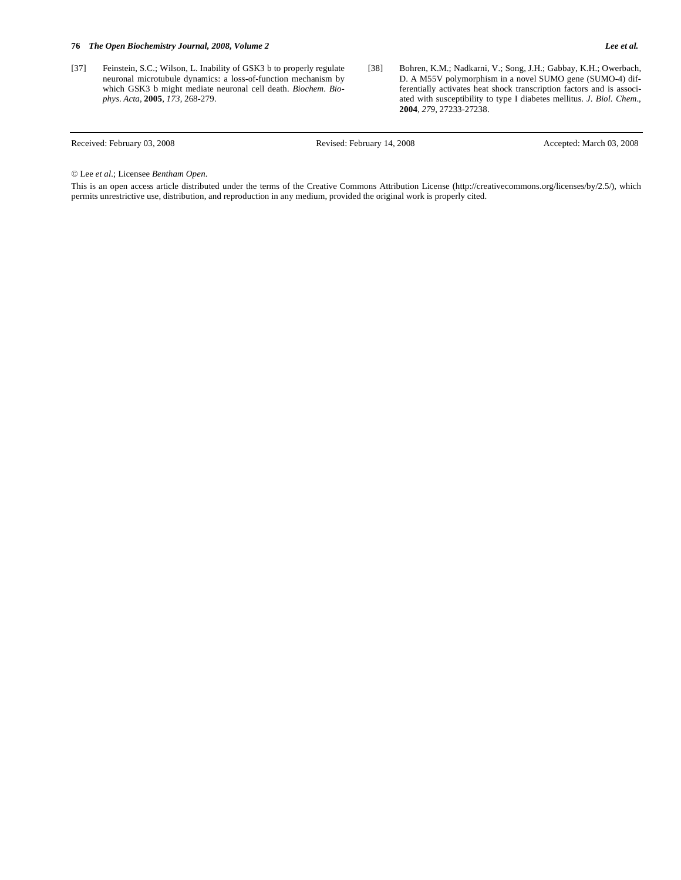[37] Feinstein, S.C.; Wilson, L. Inability of GSK3 b to properly regulate neuronal microtubule dynamics: a loss-of-function mechanism by which GSK3 b might mediate neuronal cell death. *Biochem. Biophys. Acta*, **2005**, *173*, 268-279.

[38] Bohren, K.M.; Nadkarni, V.; Song, J.H.; Gabbay, K.H.; Owerbach, D. A M55V polymorphism in a novel SUMO gene (SUMO-4) differentially activates heat shock transcription factors and is associated with susceptibility to type I diabetes mellitus. *J. Biol. Chem*., **2004**, *279*, 27233-27238.

---

Received: February 03, 2008 Revised: February 14, 2008 Accepted: March 03, 2008

© Lee *et al*.; Licensee *Bentham Open*.

This is an open access article distributed under the terms of the Creative Commons Attribution License (http://creativecommons.org/licenses/by/2.5/), which permits unrestrictive use, distribution, and reproduction in any medium, provided the original work is properly cited.